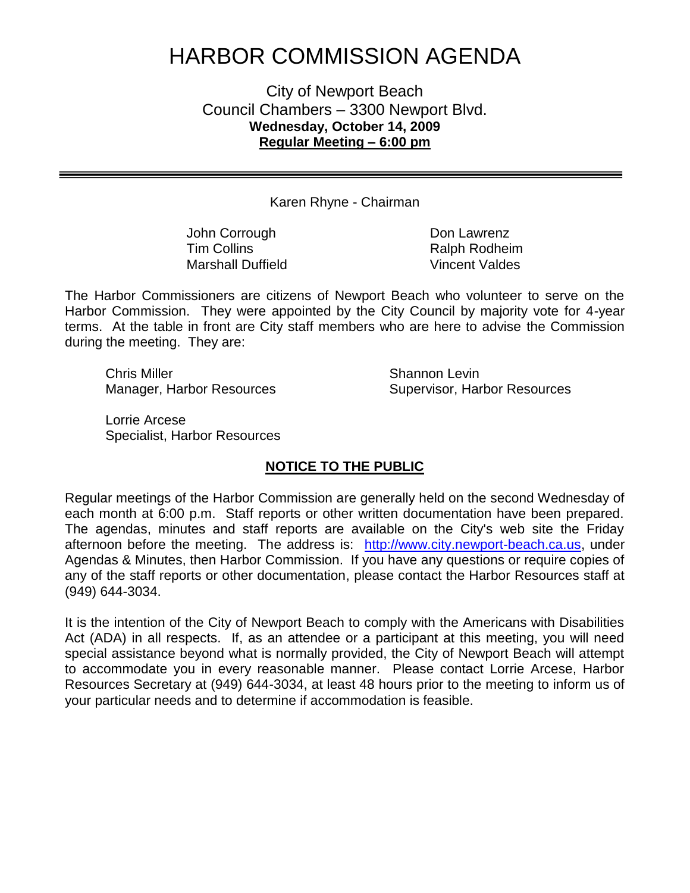# HARBOR COMMISSION AGENDA

City of Newport Beach
Council Chambers – 3300 Newport Blvd.
**Wednesday, October 14, 2009**
**Regular Meeting – 6:00 pm**

---

Karen Rhyne - Chairman

John Corrough
Tim Collins
Marshall Duffield
Don Lawrenz
Ralph Rodheim
Vincent Valdes

The Harbor Commissioners are citizens of Newport Beach who volunteer to serve on the Harbor Commission. They were appointed by the City Council by majority vote for 4-year terms. At the table in front are City staff members who are here to advise the Commission during the meeting. They are:

Chris Miller
Manager, Harbor Resources

Shannon Levin
Supervisor, Harbor Resources

Lorrie Arcese
Specialist, Harbor Resources

## NOTICE TO THE PUBLIC

Regular meetings of the Harbor Commission are generally held on the second Wednesday of each month at 6:00 p.m. Staff reports or other written documentation have been prepared. The agendas, minutes and staff reports are available on the City's web site the Friday afternoon before the meeting. The address is: http://www.city.newport-beach.ca.us, under Agendas & Minutes, then Harbor Commission. If you have any questions or require copies of any of the staff reports or other documentation, please contact the Harbor Resources staff at (949) 644-3034.

It is the intention of the City of Newport Beach to comply with the Americans with Disabilities Act (ADA) in all respects. If, as an attendee or a participant at this meeting, you will need special assistance beyond what is normally provided, the City of Newport Beach will attempt to accommodate you in every reasonable manner. Please contact Lorrie Arcese, Harbor Resources Secretary at (949) 644-3034, at least 48 hours prior to the meeting to inform us of your particular needs and to determine if accommodation is feasible.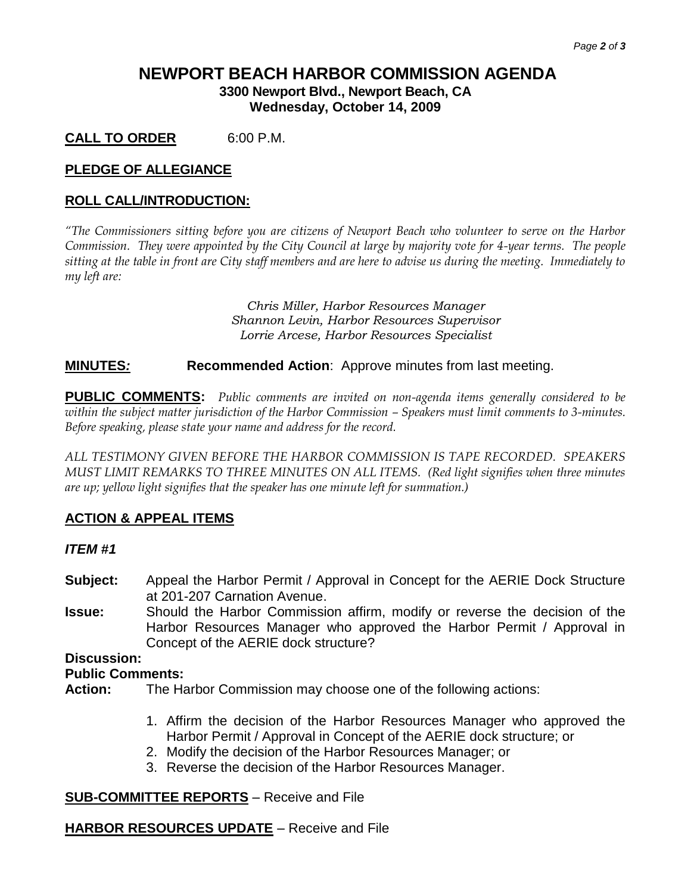# NEWPORT BEACH HARBOR COMMISSION AGENDA

**3300 Newport Blvd., Newport Beach, CA**
**Wednesday, October 14, 2009**

**CALL TO ORDER** 6:00 P.M.

**PLEDGE OF ALLEGIANCE**

**ROLL CALL/INTRODUCTION:**

*"The Commissioners sitting before you are citizens of Newport Beach who volunteer to serve on the Harbor Commission. They were appointed by the City Council at large by majority vote for 4-year terms. The people sitting at the table in front are City staff members and are here to advise us during the meeting. Immediately to my left are:*

*Chris Miller, Harbor Resources Manager*
*Shannon Levin, Harbor Resources Supervisor*
*Lorrie Arcese, Harbor Resources Specialist*

**MINUTES:** **Recommended Action**: Approve minutes from last meeting.

**PUBLIC COMMENTS:** *Public comments are invited on non-agenda items generally considered to be within the subject matter jurisdiction of the Harbor Commission – Speakers must limit comments to 3-minutes. Before speaking, please state your name and address for the record.*

*ALL TESTIMONY GIVEN BEFORE THE HARBOR COMMISSION IS TAPE RECORDED. SPEAKERS MUST LIMIT REMARKS TO THREE MINUTES ON ALL ITEMS. (Red light signifies when three minutes are up; yellow light signifies that the speaker has one minute left for summation.)*

**ACTION & APPEAL ITEMS**

***ITEM #1***

**Subject:** Appeal the Harbor Permit / Approval in Concept for the AERIE Dock Structure at 201-207 Carnation Avenue.

**Issue:** Should the Harbor Commission affirm, modify or reverse the decision of the Harbor Resources Manager who approved the Harbor Permit / Approval in Concept of the AERIE dock structure?

**Discussion:**

**Public Comments:**

**Action:** The Harbor Commission may choose one of the following actions:

1. Affirm the decision of the Harbor Resources Manager who approved the Harbor Permit / Approval in Concept of the AERIE dock structure; or
2. Modify the decision of the Harbor Resources Manager; or
3. Reverse the decision of the Harbor Resources Manager.

**SUB-COMMITTEE REPORTS** – Receive and File

**HARBOR RESOURCES UPDATE** – Receive and File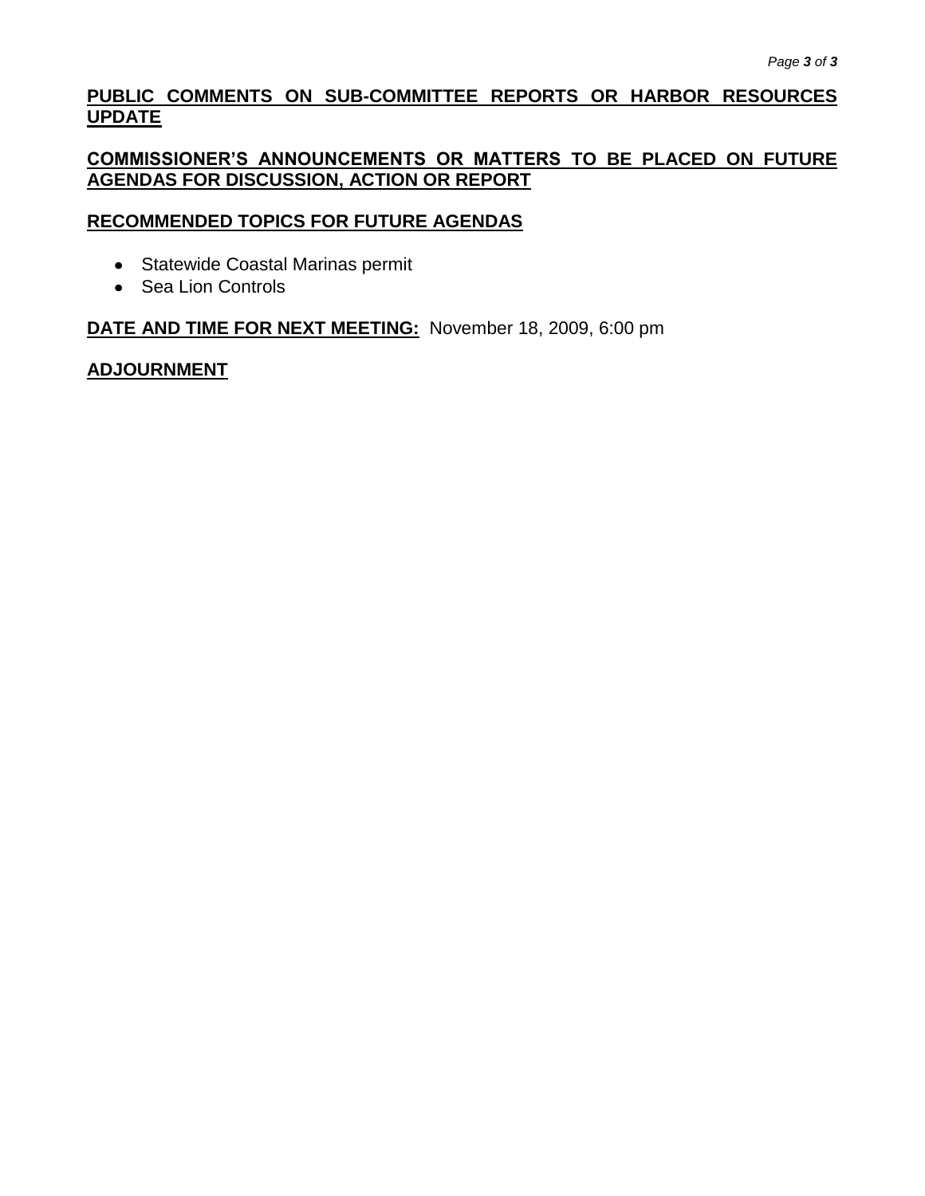**PUBLIC COMMENTS ON SUB-COMMITTEE REPORTS OR HARBOR RESOURCES UPDATE**

**COMMISSIONER'S ANNOUNCEMENTS OR MATTERS TO BE PLACED ON FUTURE AGENDAS FOR DISCUSSION, ACTION OR REPORT**

**RECOMMENDED TOPICS FOR FUTURE AGENDAS**

- Statewide Coastal Marinas permit
- Sea Lion Controls

**DATE AND TIME FOR NEXT MEETING:** November 18, 2009, 6:00 pm

**ADJOURNMENT**